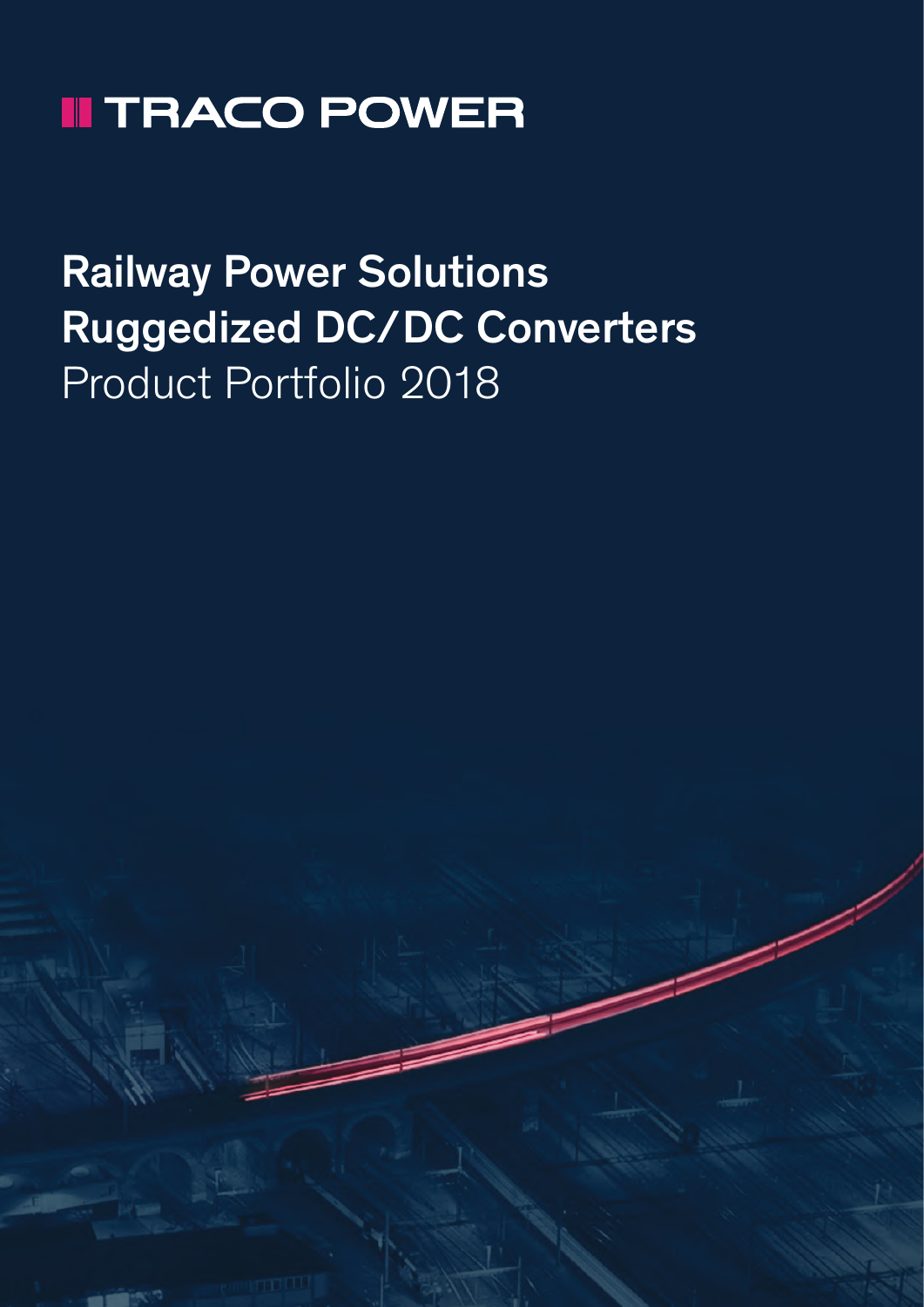TRACO POWER

# Railway Power Solutions
# Ruggedized DC/DC Converters
Product Portfolio 2018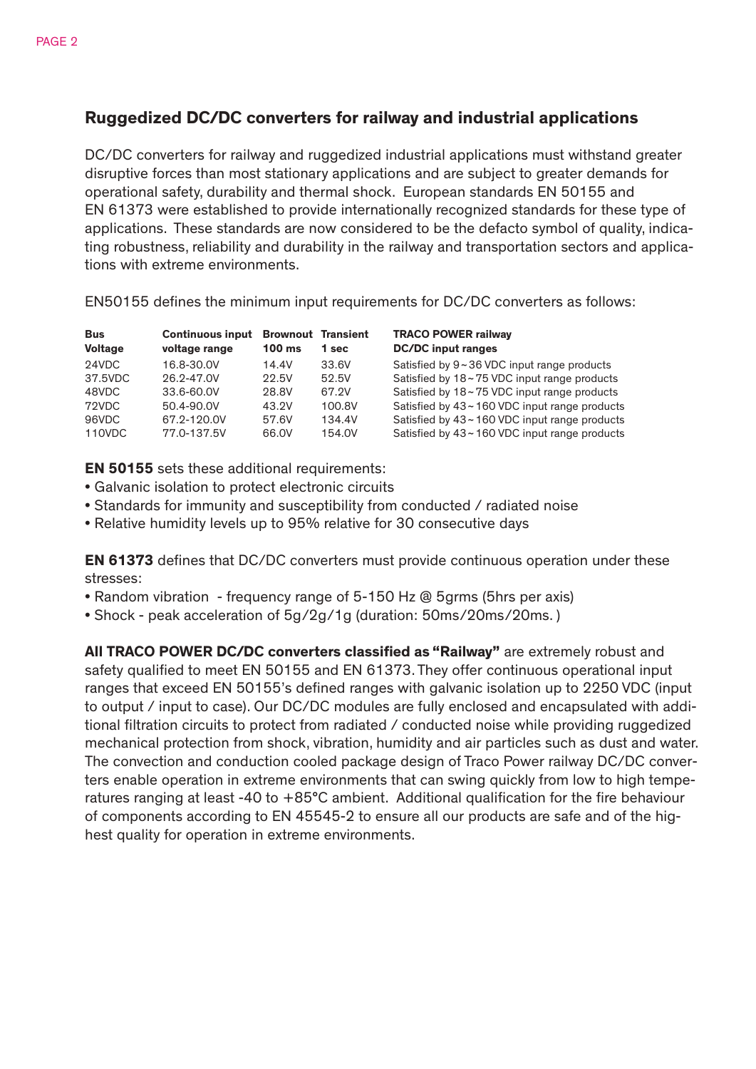## Ruggedized DC/DC converters for railway and industrial applications

DC/DC converters for railway and ruggedized industrial applications must withstand greater disruptive forces than most stationary applications and are subject to greater demands for operational safety, durability and thermal shock. European standards EN 50155 and EN 61373 were established to provide internationally recognized standards for these type of applications. These standards are now considered to be the defacto symbol of quality, indicating robustness, reliability and durability in the railway and transportation sectors and applications with extreme environments.

EN50155 defines the minimum input requirements for DC/DC converters as follows:

| Bus Voltage | Continuous input voltage range | Brownout 100 ms | Transient 1 sec | TRACO POWER railway DC/DC input ranges |
|---|---|---|---|---|
| 24VDC | 16.8-30.0V | 14.4V | 33.6V | Satisfied by 9 ~ 36 VDC input range products |
| 37.5VDC | 26.2-47.0V | 22.5V | 52.5V | Satisfied by 18 ~ 75 VDC input range products |
| 48VDC | 33.6-60.0V | 28.8V | 67.2V | Satisfied by 18 ~ 75 VDC input range products |
| 72VDC | 50.4-90.0V | 43.2V | 100.8V | Satisfied by 43 ~ 160 VDC input range products |
| 96VDC | 67.2-120.0V | 57.6V | 134.4V | Satisfied by 43 ~ 160 VDC input range products |
| 110VDC | 77.0-137.5V | 66.0V | 154.0V | Satisfied by 43 ~ 160 VDC input range products |

**EN 50155** sets these additional requirements:

- Galvanic isolation to protect electronic circuits
- Standards for immunity and susceptibility from conducted / radiated noise
- Relative humidity levels up to 95% relative for 30 consecutive days

**EN 61373** defines that DC/DC converters must provide continuous operation under these stresses:

- Random vibration - frequency range of 5-150 Hz @ 5grms (5hrs per axis)
- Shock - peak acceleration of 5g/2g/1g (duration: 50ms/20ms/20ms. )

**All TRACO POWER DC/DC converters classified as "Railway"** are extremely robust and safety qualified to meet EN 50155 and EN 61373. They offer continuous operational input ranges that exceed EN 50155's defined ranges with galvanic isolation up to 2250 VDC (input to output / input to case). Our DC/DC modules are fully enclosed and encapsulated with additional filtration circuits to protect from radiated / conducted noise while providing ruggedized mechanical protection from shock, vibration, humidity and air particles such as dust and water. The convection and conduction cooled package design of Traco Power railway DC/DC converters enable operation in extreme environments that can swing quickly from low to high temperatures ranging at least -40 to +85°C ambient. Additional qualification for the fire behaviour of components according to EN 45545-2 to ensure all our products are safe and of the highest quality for operation in extreme environments.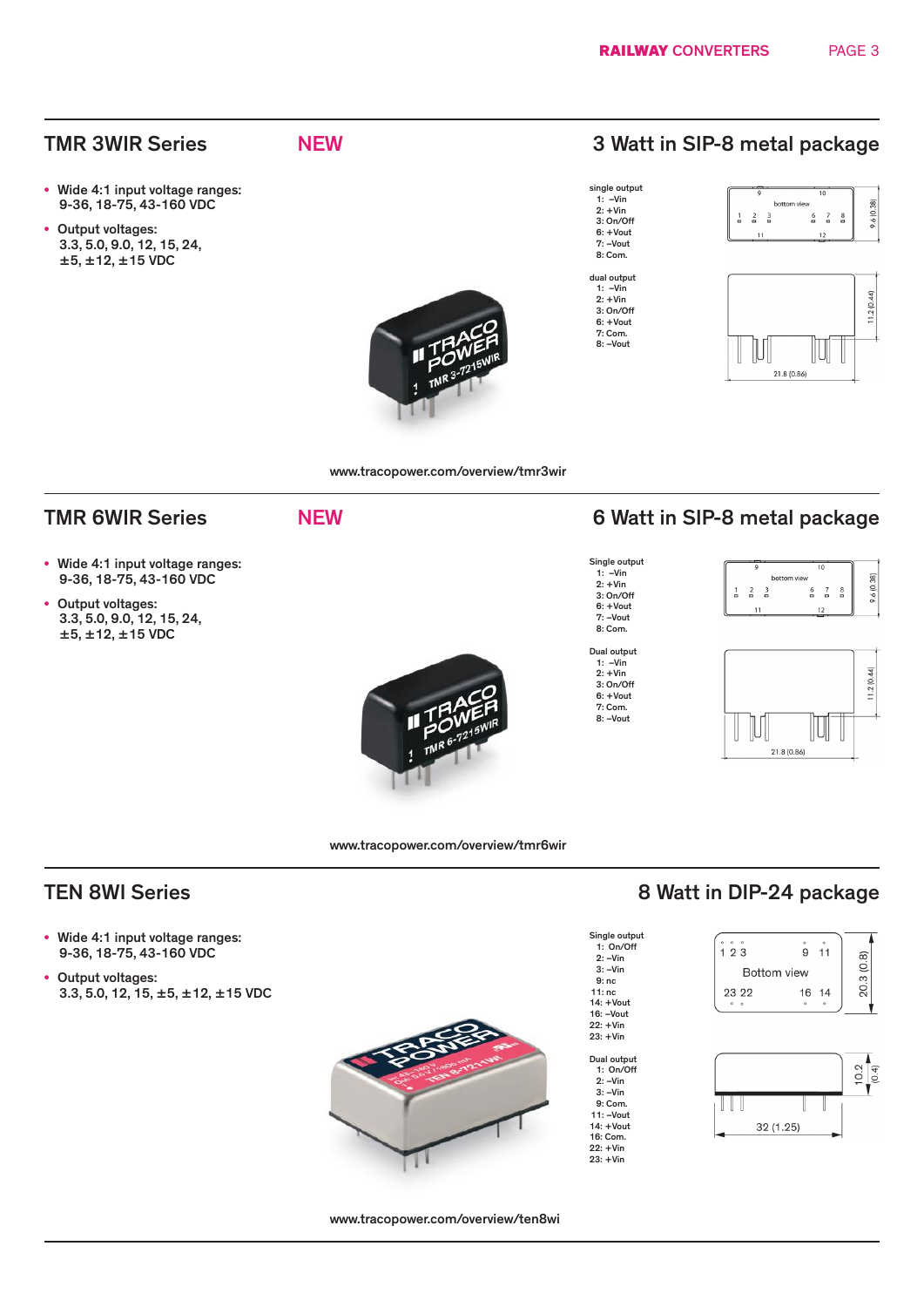## TMR 3WIR Series

**NEW**

### 3 Watt in SIP-8 metal package

- **Wide 4:1 input voltage ranges:** 9-36, 18-75, 43-160 VDC
- **Output voltages:** 3.3, 5.0, 9.0, 12, 15, 24, ±5, ±12, ±15 VDC

single output
1: –Vin
2: +Vin
3: On/Off
6: +Vout
7: –Vout
8: Com.

dual output
1: –Vin
2: +Vin
3: On/Off
6: +Vout
7: Com.
8: –Vout

www.tracopower.com/overview/tmr3wir

## TMR 6WIR Series

**NEW**

### 6 Watt in SIP-8 metal package

- **Wide 4:1 input voltage ranges:** 9-36, 18-75, 43-160 VDC
- **Output voltages:** 3.3, 5.0, 9.0, 12, 15, 24, ±5, ±12, ±15 VDC

Single output
1: –Vin
2: +Vin
3: On/Off
6: +Vout
7: –Vout
8: Com.

Dual output
1: –Vin
2: +Vin
3: On/Off
6: +Vout
7: Com.
8: –Vout

www.tracopower.com/overview/tmr6wir

## TEN 8WI Series

### 8 Watt in DIP-24 package

- **Wide 4:1 input voltage ranges:** 9-36, 18-75, 43-160 VDC
- **Output voltages:** 3.3, 5.0, 12, 15, ±5, ±12, ±15 VDC

Single output
1: On/Off
2: –Vin
3: –Vin
9: nc
11: nc
14: +Vout
16: –Vout
22: +Vin
23: +Vin

Dual output
1: On/Off
2: –Vin
3: –Vin
9: Com.
11: –Vout
14: +Vout
16: Com.
22: +Vin
23: +Vin

www.tracopower.com/overview/ten8wi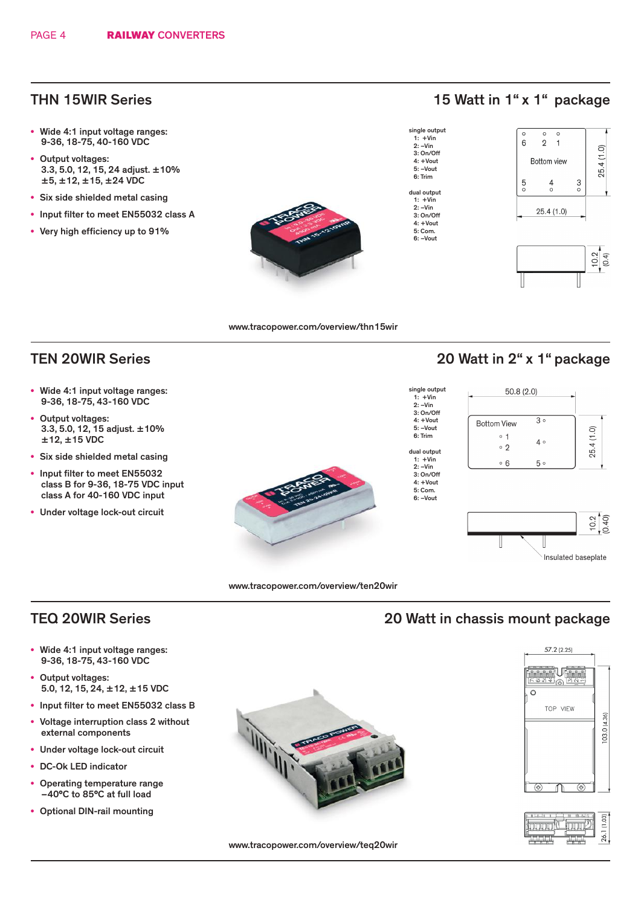## THN 15WIR Series

## 15 Watt in 1" x 1" package

- Wide 4:1 input voltage ranges:
  9-36, 18-75, 40-160 VDC
- Output voltages:
  3.3, 5.0, 12, 15, 24 adjust. ±10%
  ±5, ±12, ±15, ±24 VDC
- Six side shielded metal casing
- Input filter to meet EN55032 class A
- Very high efficiency up to 91%

single output
1: +Vin
2: –Vin
3: On/Off
4: +Vout
5: –Vout
6: Trim

dual output
1: +Vin
2: –Vin
3: On/Off
4: +Vout
5: Com.
6: –Vout

www.tracopower.com/overview/thn15wir

## TEN 20WIR Series

## 20 Watt in 2" x 1" package

- Wide 4:1 input voltage ranges:
  9-36, 18-75, 43-160 VDC
- Output voltages:
  3.3, 5.0, 12, 15 adjust. ±10%
  ±12, ±15 VDC
- Six side shielded metal casing
- Input filter to meet EN55032
  class B for 9-36, 18-75 VDC input
  class A for 40-160 VDC input
- Under voltage lock-out circuit

single output
1: +Vin
2: –Vin
3: On/Off
4: +Vout
5: –Vout
6: Trim

dual output
1: +Vin
2: –Vin
3: On/Off
4: +Vout
5: Com.
6: –Vout

Insulated baseplate

www.tracopower.com/overview/ten20wir

## TEQ 20WIR Series

## 20 Watt in chassis mount package

- Wide 4:1 input voltage ranges:
  9-36, 18-75, 43-160 VDC
- Output voltages:
  5.0, 12, 15, 24, ±12, ±15 VDC
- Input filter to meet EN55032 class B
- Voltage interruption class 2 without external components
- Under voltage lock-out circuit
- DC-Ok LED indicator
- Operating temperature range
  –40°C to 85°C at full load
- Optional DIN-rail mounting

www.tracopower.com/overview/teq20wir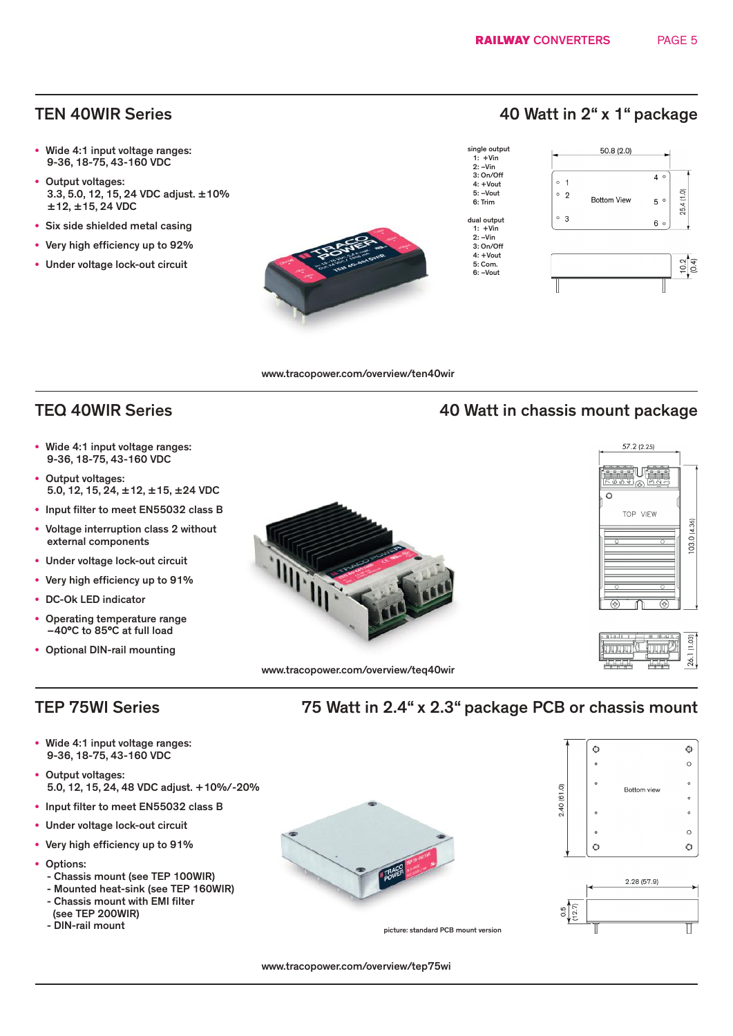## TEN 40WIR Series

### 40 Watt in 2" x 1" package

- Wide 4:1 input voltage ranges: 9-36, 18-75, 43-160 VDC
- Output voltages: 3.3, 5.0, 12, 15, 24 VDC adjust. ±10% ±12, ±15, 24 VDC
- Six side shielded metal casing
- Very high efficiency up to 92%
- Under voltage lock-out circuit

single output
1: +Vin
2: –Vin
3: On/Off
4: +Vout
5: –Vout
6: Trim

dual output
1: +Vin
2: –Vin
3: On/Off
4: +Vout
5: Com.
6: –Vout

50.8 (2.0)

Bottom View

25.4 (1.0)

10.2 (0.4)

www.tracopower.com/overview/ten40wir

## TEQ 40WIR Series

### 40 Watt in chassis mount package

- Wide 4:1 input voltage ranges: 9-36, 18-75, 43-160 VDC
- Output voltages: 5.0, 12, 15, 24, ±12, ±15, ±24 VDC
- Input filter to meet EN55032 class B
- Voltage interruption class 2 without external components
- Under voltage lock-out circuit
- Very high efficiency up to 91%
- DC-Ok LED indicator
- Operating temperature range –40°C to 85°C at full load
- Optional DIN-rail mounting

57.2 (2.25)

TOP VIEW

103.0 (4.36)

26.1 (1.03)

www.tracopower.com/overview/teq40wir

## TEP 75WI Series

### 75 Watt in 2.4" x 2.3" package PCB or chassis mount

- Wide 4:1 input voltage ranges: 9-36, 18-75, 43-160 VDC
- Output voltages: 5.0, 12, 15, 24, 48 VDC adjust. +10%/-20%
- Input filter to meet EN55032 class B
- Under voltage lock-out circuit
- Very high efficiency up to 91%
- Options:
  - Chassis mount (see TEP 100WIR)
  - Mounted heat-sink (see TEP 160WIR)
  - Chassis mount with EMI filter (see TEP 200WIR)
  - DIN-rail mount

picture: standard PCB mount version

2.40 (61.0)

Bottom view

2.28 (57.9)

0.5 (12.7)

www.tracopower.com/overview/tep75wi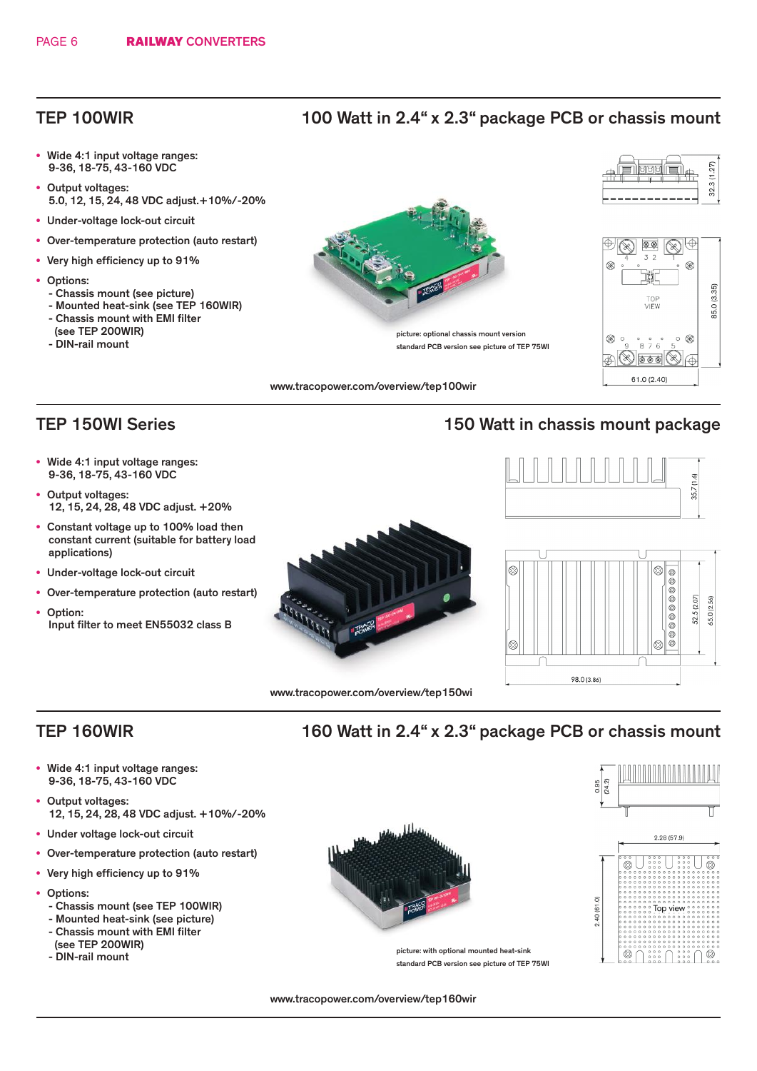## TEP 100WIR

### 100 Watt in 2.4" x 2.3" package PCB or chassis mount

- Wide 4:1 input voltage ranges:
  9-36, 18-75, 43-160 VDC
- Output voltages:
  5.0, 12, 15, 24, 48 VDC adjust.+10%/-20%
- Under-voltage lock-out circuit
- Over-temperature protection (auto restart)
- Very high efficiency up to 91%
- Options:
  - Chassis mount (see picture)
  - Mounted heat-sink (see TEP 160WIR)
  - Chassis mount with EMI filter (see TEP 200WIR)
  - DIN-rail mount

picture: optional chassis mount version
standard PCB version see picture of TEP 75WI

32.3 (1.27)
85.0 (3.35)
61.0 (2.40)
TOP VIEW

www.tracopower.com/overview/tep100wir

## TEP 150WI Series

### 150 Watt in chassis mount package

- Wide 4:1 input voltage ranges:
  9-36, 18-75, 43-160 VDC
- Output voltages:
  12, 15, 24, 28, 48 VDC adjust. +20%
- Constant voltage up to 100% load then constant current (suitable for battery load applications)
- Under-voltage lock-out circuit
- Over-temperature protection (auto restart)
- Option:
  Input filter to meet EN55032 class B

35.7 (1.4)
52.5 (2.07)
65.0 (2.56)
98.0 (3.86)

www.tracopower.com/overview/tep150wi

## TEP 160WIR

### 160 Watt in 2.4" x 2.3" package PCB or chassis mount

- Wide 4:1 input voltage ranges:
  9-36, 18-75, 43-160 VDC
- Output voltages:
  12, 15, 24, 28, 48 VDC adjust. +10%/-20%
- Under voltage lock-out circuit
- Over-temperature protection (auto restart)
- Very high efficiency up to 91%
- Options:
  - Chassis mount (see TEP 100WIR)
  - Mounted heat-sink (see picture)
  - Chassis mount with EMI filter (see TEP 200WIR)
  - DIN-rail mount

picture: with optional mounted heat-sink
standard PCB version see picture of TEP 75WI

0.95 (24.2)
2.28 (57.9)
2.40 (61.0)
Top view

www.tracopower.com/overview/tep160wir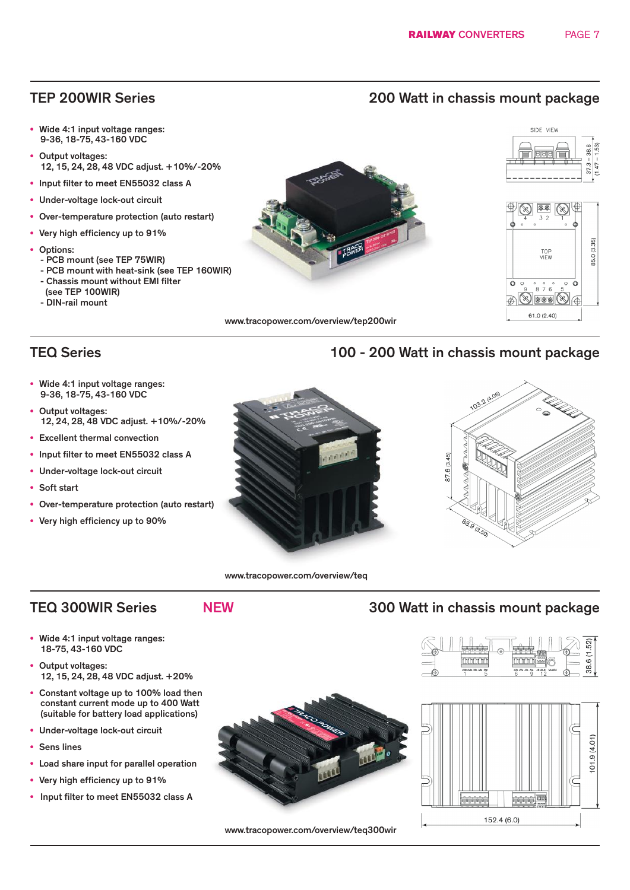## TEP 200WIR Series

### 200 Watt in chassis mount package

- Wide 4:1 input voltage ranges:
  9-36, 18-75, 43-160 VDC
- Output voltages:
  12, 15, 24, 28, 48 VDC adjust. +10%/-20%
- Input filter to meet EN55032 class A
- Under-voltage lock-out circuit
- Over-temperature protection (auto restart)
- Very high efficiency up to 91%
- Options:
  - PCB mount (see TEP 75WIR)
  - PCB mount with heat-sink (see TEP 160WIR)
  - Chassis mount without EMI filter (see TEP 100WIR)
  - DIN-rail mount

www.tracopower.com/overview/tep200wir

## TEQ Series

### 100 - 200 Watt in chassis mount package

- Wide 4:1 input voltage ranges:
  9-36, 18-75, 43-160 VDC
- Output voltages:
  12, 24, 28, 48 VDC adjust. +10%/-20%
- Excellent thermal convection
- Input filter to meet EN55032 class A
- Under-voltage lock-out circuit
- Soft start
- Over-temperature protection (auto restart)
- Very high efficiency up to 90%

www.tracopower.com/overview/teq

## TEQ 300WIR Series NEW

### 300 Watt in chassis mount package

- Wide 4:1 input voltage ranges:
  18-75, 43-160 VDC
- Output voltages:
  12, 15, 24, 28, 48 VDC adjust. +20%
- Constant voltage up to 100% load then constant current mode up to 400 Watt (suitable for battery load applications)
- Under-voltage lock-out circuit
- Sens lines
- Load share input for parallel operation
- Very high efficiency up to 91%
- Input filter to meet EN55032 class A

www.tracopower.com/overview/teq300wir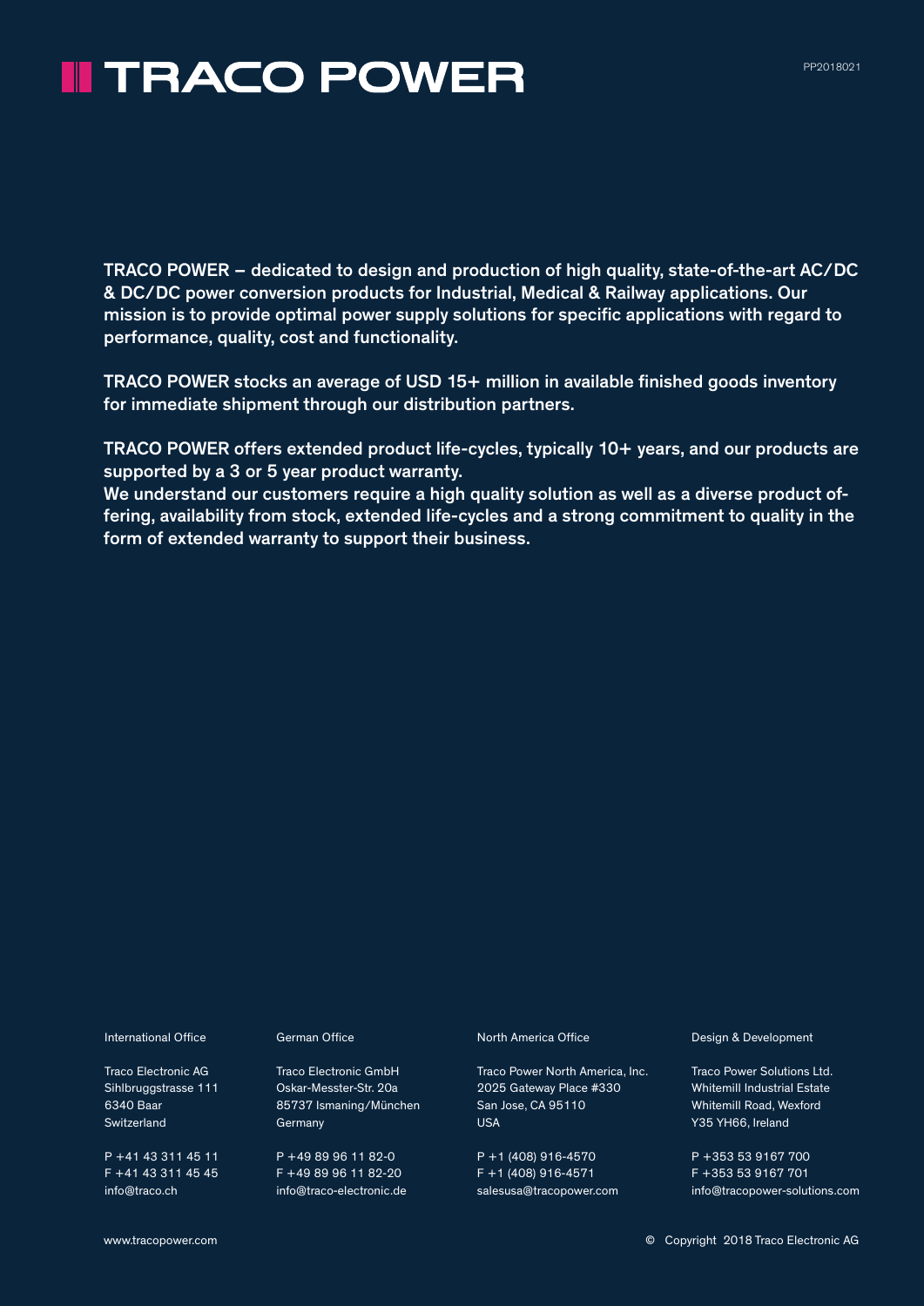# TRACO POWER

PP2018021

**TRACO POWER – dedicated to design and production of high quality, state-of-the-art AC/DC & DC/DC power conversion products for Industrial, Medical & Railway applications. Our mission is to provide optimal power supply solutions for specific applications with regard to performance, quality, cost and functionality.**

**TRACO POWER stocks an average of USD 15+ million in available finished goods inventory for immediate shipment through our distribution partners.**

**TRACO POWER offers extended product life-cycles, typically 10+ years, and our products are supported by a 3 or 5 year product warranty.**
**We understand our customers require a high quality solution as well as a diverse product offering, availability from stock, extended life-cycles and a strong commitment to quality in the form of extended warranty to support their business.**

International Office

Traco Electronic AG
Sihlbruggstrasse 111
6340 Baar
Switzerland

P +41 43 311 45 11
F +41 43 311 45 45
info@traco.ch

German Office

Traco Electronic GmbH
Oskar-Messter-Str. 20a
85737 Ismaning/München
Germany

P +49 89 96 11 82-0
F +49 89 96 11 82-20
info@traco-electronic.de

North America Office

Traco Power North America, Inc.
2025 Gateway Place #330
San Jose, CA 95110
USA

P +1 (408) 916-4570
F +1 (408) 916-4571
salesusa@tracopower.com

Design & Development

Traco Power Solutions Ltd.
Whitemill Industrial Estate
Whitemill Road, Wexford
Y35 YH66, Ireland

P +353 53 9167 700
F +353 53 9167 701
info@tracopower-solutions.com

www.tracopower.com

© Copyright 2018 Traco Electronic AG